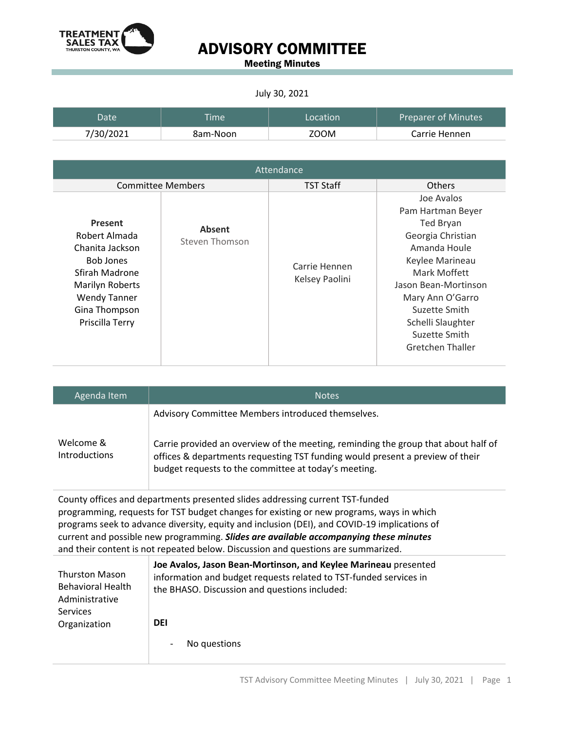# ADVISORY COMMITTEE

**Meeting Minutes**

July 30, 2021

| Date | Time | Location | Preparer of Minutes |
| --- | --- | --- | --- |
| 7/30/2021 | 8am-Noon | ZOOM | Carrie Hennen |

| Attendance | | | |
| --- | --- | --- | --- |
| Committee Members | | TST Staff | Others |
| **Present**<br>Robert Almada<br>Chanita Jackson<br>Bob Jones<br>Sfirah Madrone<br>Marilyn Roberts<br>Wendy Tanner<br>Gina Thompson<br>Priscilla Terry | **Absent**<br>Steven Thomson | Carrie Hennen<br>Kelsey Paolini | Joe Avalos<br>Pam Hartman Beyer<br>Ted Bryan<br>Georgia Christian<br>Amanda Houle<br>Keylee Marineau<br>Mark Moffett<br>Jason Bean-Mortinson<br>Mary Ann O'Garro<br>Suzette Smith<br>Schelli Slaughter<br>Suzette Smith<br>Gretchen Thaller |

| Agenda Item | Notes |
| --- | --- |
| Welcome & Introductions | Advisory Committee Members introduced themselves.<br><br>Carrie provided an overview of the meeting, reminding the group that about half of offices & departments requesting TST funding would present a preview of their budget requests to the committee at today's meeting. |
| County offices and departments presented slides addressing current TST-funded programming, requests for TST budget changes for existing or new programs, ways in which programs seek to advance diversity, equity and inclusion (DEI), and COVID-19 implications of current and possible new programming. ***Slides are available accompanying these minutes*** and their content is not repeated below. Discussion and questions are summarized. | |
| Thurston Mason Behavioral Health Administrative Services Organization | **Joe Avalos, Jason Bean-Mortinson, and Keylee Marineau** presented information and budget requests related to TST-funded services in the BHASO. Discussion and questions included:<br><br>**DEI**<br><br>- No questions |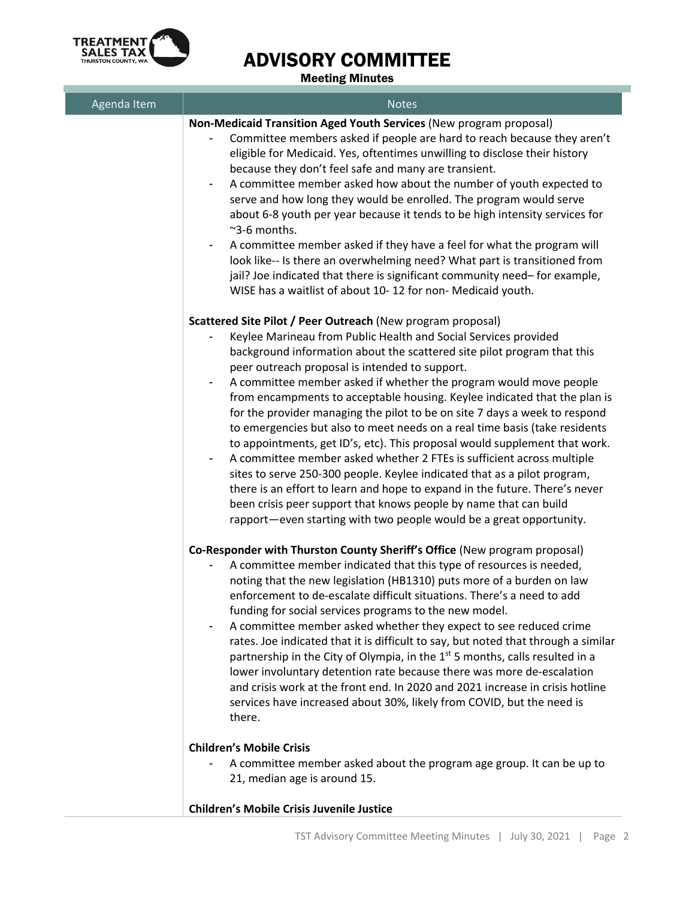# ADVISORY COMMITTEE

## Meeting Minutes

| Agenda Item | Notes |
|---|---|
| | **Non-Medicaid Transition Aged Youth Services** (New program proposal)<br>- Committee members asked if people are hard to reach because they aren't eligible for Medicaid. Yes, oftentimes unwilling to disclose their history because they don't feel safe and many are transient.<br>- A committee member asked how about the number of youth expected to serve and how long they would be enrolled. The program would serve about 6-8 youth per year because it tends to be high intensity services for ~3-6 months.<br>- A committee member asked if they have a feel for what the program will look like-- Is there an overwhelming need? What part is transitioned from jail? Joe indicated that there is significant community need– for example, WISE has a waitlist of about 10- 12 for non- Medicaid youth.<br><br>**Scattered Site Pilot / Peer Outreach** (New program proposal)<br>- Keylee Marineau from Public Health and Social Services provided background information about the scattered site pilot program that this peer outreach proposal is intended to support.<br>- A committee member asked if whether the program would move people from encampments to acceptable housing. Keylee indicated that the plan is for the provider managing the pilot to be on site 7 days a week to respond to emergencies but also to meet needs on a real time basis (take residents to appointments, get ID's, etc). This proposal would supplement that work.<br>- A committee member asked whether 2 FTEs is sufficient across multiple sites to serve 250-300 people. Keylee indicated that as a pilot program, there is an effort to learn and hope to expand in the future. There's never been crisis peer support that knows people by name that can build rapport—even starting with two people would be a great opportunity.<br><br>**Co-Responder with Thurston County Sheriff's Office** (New program proposal)<br>- A committee member indicated that this type of resources is needed, noting that the new legislation (HB1310) puts more of a burden on law enforcement to de-escalate difficult situations. There's a need to add funding for social services programs to the new model.<br>- A committee member asked whether they expect to see reduced crime rates. Joe indicated that it is difficult to say, but noted that through a similar partnership in the City of Olympia, in the 1st 5 months, calls resulted in a lower involuntary detention rate because there was more de-escalation and crisis work at the front end. In 2020 and 2021 increase in crisis hotline services have increased about 30%, likely from COVID, but the need is there.<br><br>**Children's Mobile Crisis**<br>- A committee member asked about the program age group. It can be up to 21, median age is around 15.<br><br>**Children's Mobile Crisis Juvenile Justice** |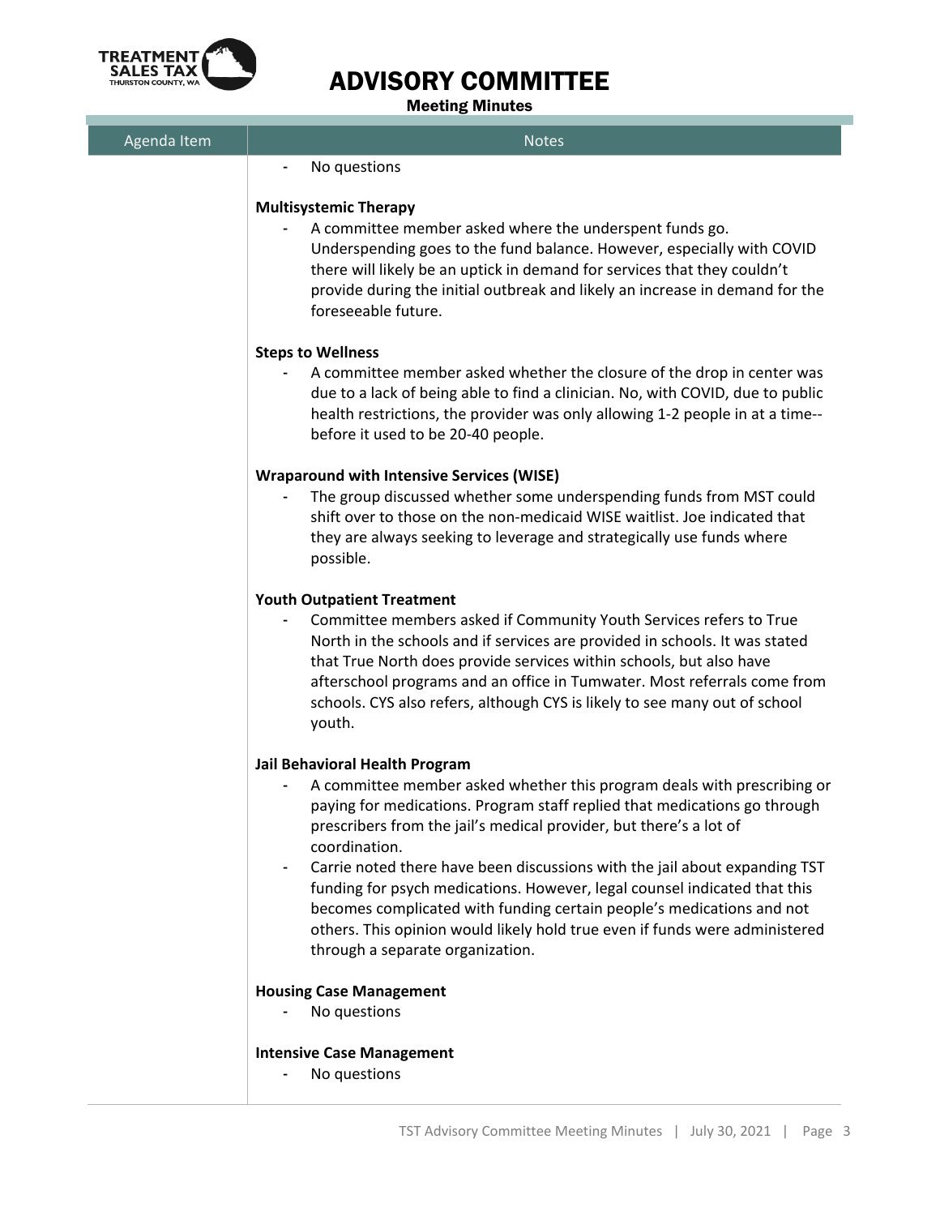| Agenda Item | Notes |
| --- | --- |
| | - No questions<br><br>**Multisystemic Therapy**<br>- A committee member asked where the underspent funds go. Underspending goes to the fund balance. However, especially with COVID there will likely be an uptick in demand for services that they couldn't provide during the initial outbreak and likely an increase in demand for the foreseeable future.<br><br>**Steps to Wellness**<br>- A committee member asked whether the closure of the drop in center was due to a lack of being able to find a clinician. No, with COVID, due to public health restrictions, the provider was only allowing 1-2 people in at a time--before it used to be 20-40 people.<br><br>**Wraparound with Intensive Services (WISE)**<br>- The group discussed whether some underspending funds from MST could shift over to those on the non-medicaid WISE waitlist. Joe indicated that they are always seeking to leverage and strategically use funds where possible.<br><br>**Youth Outpatient Treatment**<br>- Committee members asked if Community Youth Services refers to True North in the schools and if services are provided in schools. It was stated that True North does provide services within schools, but also have afterschool programs and an office in Tumwater. Most referrals come from schools. CYS also refers, although CYS is likely to see many out of school youth.<br><br>**Jail Behavioral Health Program**<br>- A committee member asked whether this program deals with prescribing or paying for medications. Program staff replied that medications go through prescribers from the jail's medical provider, but there's a lot of coordination.<br>- Carrie noted there have been discussions with the jail about expanding TST funding for psych medications. However, legal counsel indicated that this becomes complicated with funding certain people's medications and not others. This opinion would likely hold true even if funds were administered through a separate organization.<br><br>**Housing Case Management**<br>- No questions<br><br>**Intensive Case Management**<br>- No questions |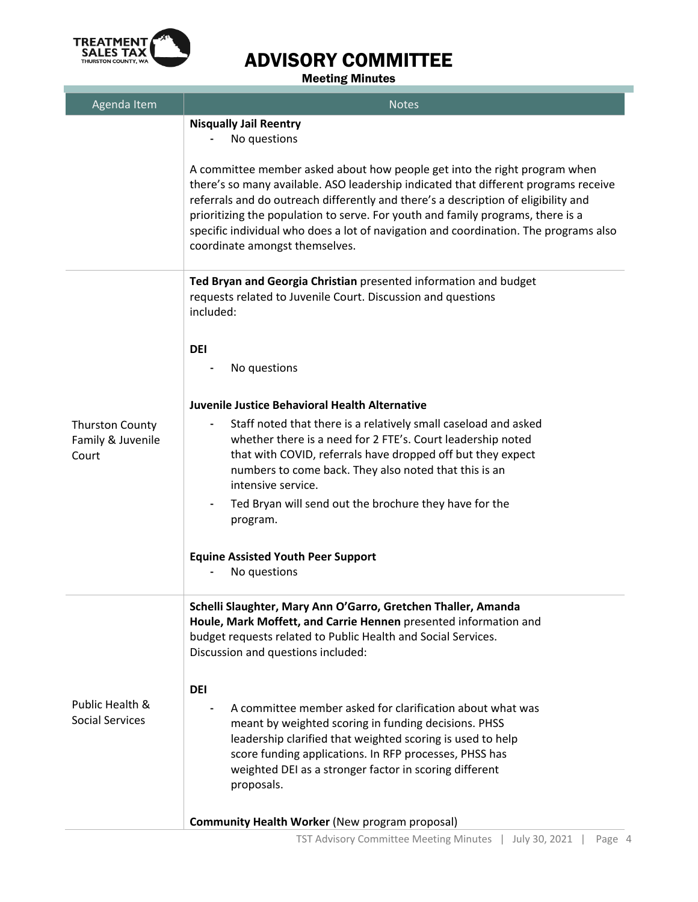| Agenda Item | Notes |
|---|---|
| | **Nisqually Jail Reentry**<br>- No questions<br><br>A committee member asked about how people get into the right program when there's so many available. ASO leadership indicated that different programs receive referrals and do outreach differently and there's a description of eligibility and prioritizing the population to serve. For youth and family programs, there is a specific individual who does a lot of navigation and coordination. The programs also coordinate amongst themselves. |
| Thurston County Family & Juvenile Court | **Ted Bryan and Georgia Christian** presented information and budget requests related to Juvenile Court. Discussion and questions included:<br><br>**DEI**<br>- No questions<br><br>**Juvenile Justice Behavioral Health Alternative**<br>- Staff noted that there is a relatively small caseload and asked whether there is a need for 2 FTE's. Court leadership noted that with COVID, referrals have dropped off but they expect numbers to come back. They also noted that this is an intensive service.<br>- Ted Bryan will send out the brochure they have for the program.<br><br>**Equine Assisted Youth Peer Support**<br>- No questions |
| Public Health & Social Services | **Schelli Slaughter, Mary Ann O'Garro, Gretchen Thaller, Amanda Houle, Mark Moffett, and Carrie Hennen** presented information and budget requests related to Public Health and Social Services. Discussion and questions included:<br><br>**DEI**<br>- A committee member asked for clarification about what was meant by weighted scoring in funding decisions. PHSS leadership clarified that weighted scoring is used to help score funding applications. In RFP processes, PHSS has weighted DEI as a stronger factor in scoring different proposals.<br><br>**Community Health Worker** (New program proposal) |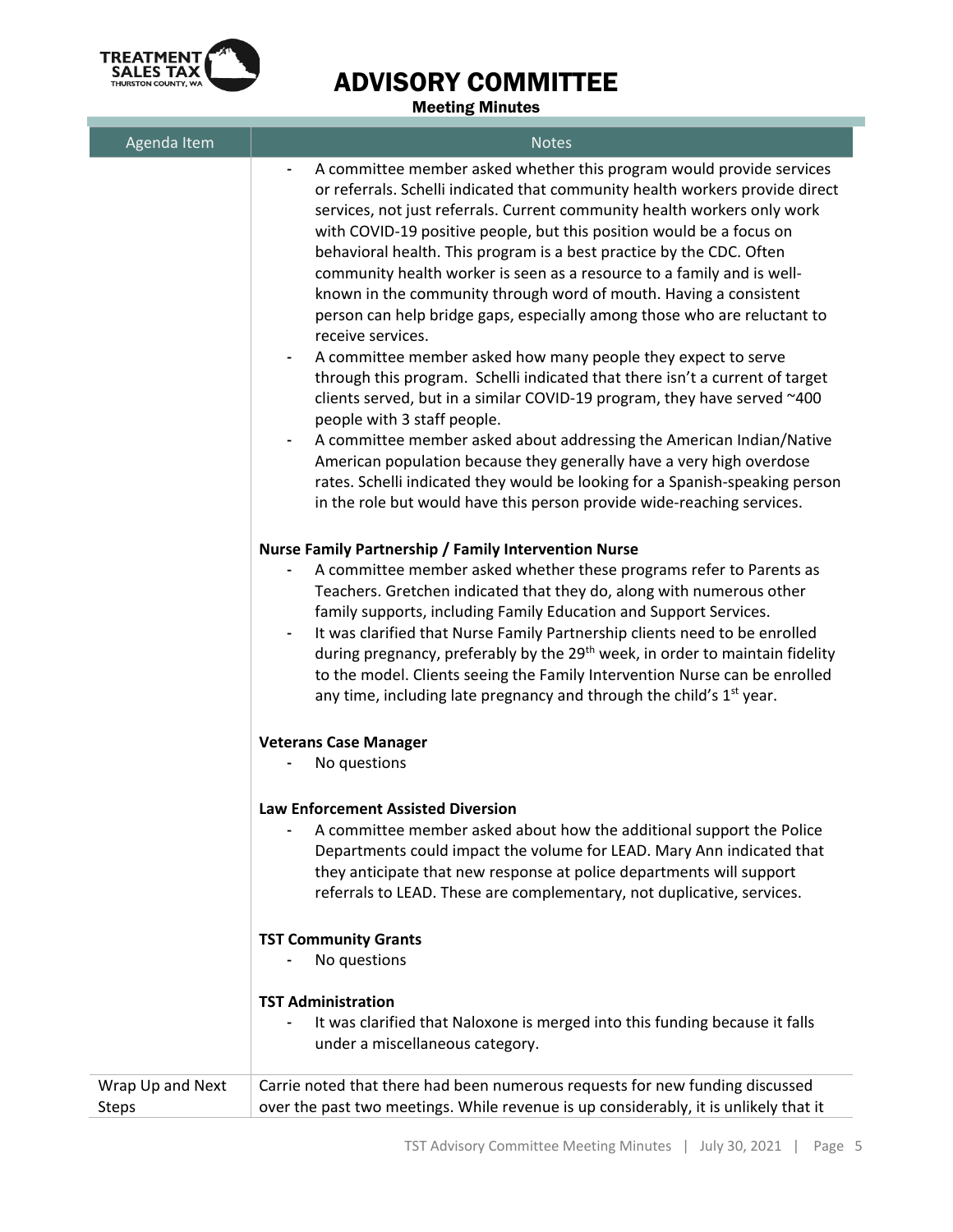| Agenda Item | Notes |
|---|---|
| | - A committee member asked whether this program would provide services or referrals. Schelli indicated that community health workers provide direct services, not just referrals. Current community health workers only work with COVID-19 positive people, but this position would be a focus on behavioral health. This program is a best practice by the CDC. Often community health worker is seen as a resource to a family and is well-known in the community through word of mouth. Having a consistent person can help bridge gaps, especially among those who are reluctant to receive services.<br>- A committee member asked how many people they expect to serve through this program. Schelli indicated that there isn't a current of target clients served, but in a similar COVID-19 program, they have served ~400 people with 3 staff people.<br>- A committee member asked about addressing the American Indian/Native American population because they generally have a very high overdose rates. Schelli indicated they would be looking for a Spanish-speaking person in the role but would have this person provide wide-reaching services.<br><br>**Nurse Family Partnership / Family Intervention Nurse**<br>- A committee member asked whether these programs refer to Parents as Teachers. Gretchen indicated that they do, along with numerous other family supports, including Family Education and Support Services.<br>- It was clarified that Nurse Family Partnership clients need to be enrolled during pregnancy, preferably by the 29th week, in order to maintain fidelity to the model. Clients seeing the Family Intervention Nurse can be enrolled any time, including late pregnancy and through the child's 1st year.<br><br>**Veterans Case Manager**<br>- No questions<br><br>**Law Enforcement Assisted Diversion**<br>- A committee member asked about how the additional support the Police Departments could impact the volume for LEAD. Mary Ann indicated that they anticipate that new response at police departments will support referrals to LEAD. These are complementary, not duplicative, services.<br><br>**TST Community Grants**<br>- No questions<br><br>**TST Administration**<br>- It was clarified that Naloxone is merged into this funding because it falls under a miscellaneous category. |
| Wrap Up and Next Steps | Carrie noted that there had been numerous requests for new funding discussed over the past two meetings. While revenue is up considerably, it is unlikely that it |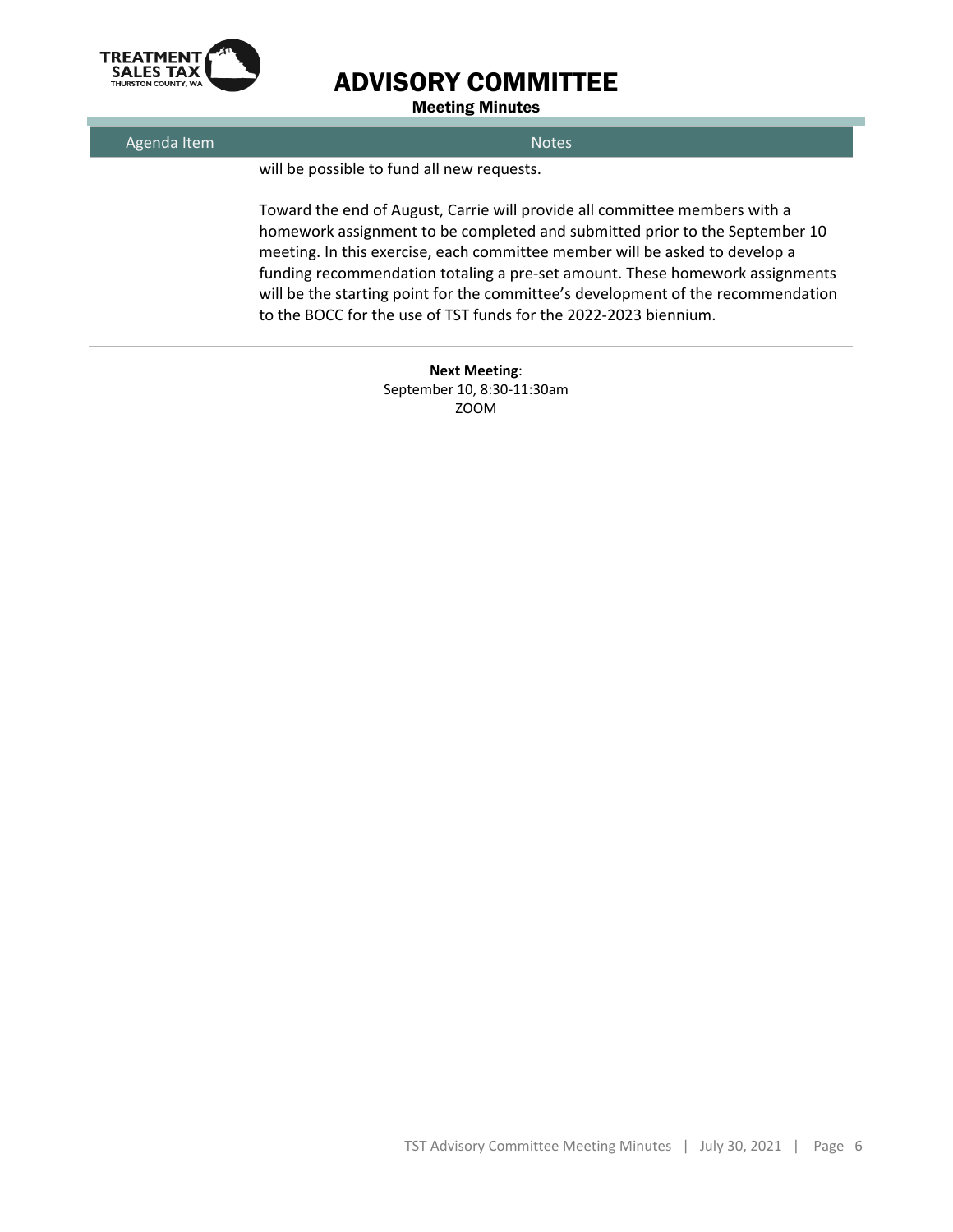# ADVISORY COMMITTEE

Meeting Minutes

| Agenda Item | Notes |
| --- | --- |
| | will be possible to fund all new requests.<br><br>Toward the end of August, Carrie will provide all committee members with a homework assignment to be completed and submitted prior to the September 10 meeting. In this exercise, each committee member will be asked to develop a funding recommendation totaling a pre-set amount. These homework assignments will be the starting point for the committee's development of the recommendation to the BOCC for the use of TST funds for the 2022-2023 biennium. |

**Next Meeting**:
September 10, 8:30-11:30am
ZOOM